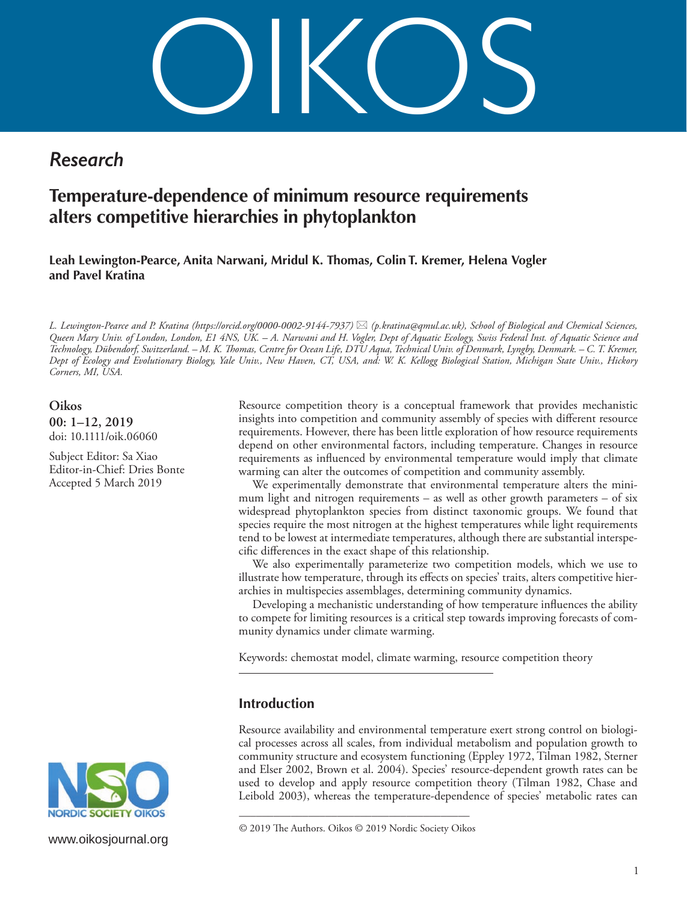# OIKOS

*Research*

## Temperature-dependence of minimum resource requirements alters competitive hierarchies in phytoplankton

**Leah Lewington-Pearce, Anita Narwani, Mridul K. Thomas, Colin T. Kremer, Helena Vogler and Pavel Kratina**

*L. Lewington-Pearce and P. Kratina (https://orcid.org/0000-0002-9144-7937) ✉ (p.kratina@qmul.ac.uk), School of Biological and Chemical Sciences, Queen Mary Univ. of London, London, E1 4NS, UK. – A. Narwani and H. Vogler, Dept of Aquatic Ecology, Swiss Federal Inst. of Aquatic Science and Technology, Dübendorf, Switzerland. – M. K. Thomas, Centre for Ocean Life, DTU Aqua, Technical Univ. of Denmark, Lyngby, Denmark. – C. T. Kremer, Dept of Ecology and Evolutionary Biology, Yale Univ., New Haven, CT, USA, and: W. K. Kellogg Biological Station, Michigan State Univ., Hickory Corners, MI, USA.*

**Oikos**
**00: 1–12, 2019**
doi: 10.1111/oik.06060

Subject Editor: Sa Xiao
Editor-in-Chief: Dries Bonte
Accepted 5 March 2019

Resource competition theory is a conceptual framework that provides mechanistic insights into competition and community assembly of species with different resource requirements. However, there has been little exploration of how resource requirements depend on other environmental factors, including temperature. Changes in resource requirements as influenced by environmental temperature would imply that climate warming can alter the outcomes of competition and community assembly.

We experimentally demonstrate that environmental temperature alters the minimum light and nitrogen requirements – as well as other growth parameters – of six widespread phytoplankton species from distinct taxonomic groups. We found that species require the most nitrogen at the highest temperatures while light requirements tend to be lowest at intermediate temperatures, although there are substantial interspecific differences in the exact shape of this relationship.

We also experimentally parameterize two competition models, which we use to illustrate how temperature, through its effects on species' traits, alters competitive hierarchies in multispecies assemblages, determining community dynamics.

Developing a mechanistic understanding of how temperature influences the ability to compete for limiting resources is a critical step towards improving forecasts of community dynamics under climate warming.

Keywords: chemostat model, climate warming, resource competition theory

## Introduction

Resource availability and environmental temperature exert strong control on biological processes across all scales, from individual metabolism and population growth to community structure and ecosystem functioning (Eppley 1972, Tilman 1982, Sterner and Elser 2002, Brown et al. 2004). Species' resource-dependent growth rates can be used to develop and apply resource competition theory (Tilman 1982, Chase and Leibold 2003), whereas the temperature-dependence of species' metabolic rates can

NORDIC SOCIETY OIKOS

www.oikosjournal.org

© 2019 The Authors. Oikos © 2019 Nordic Society Oikos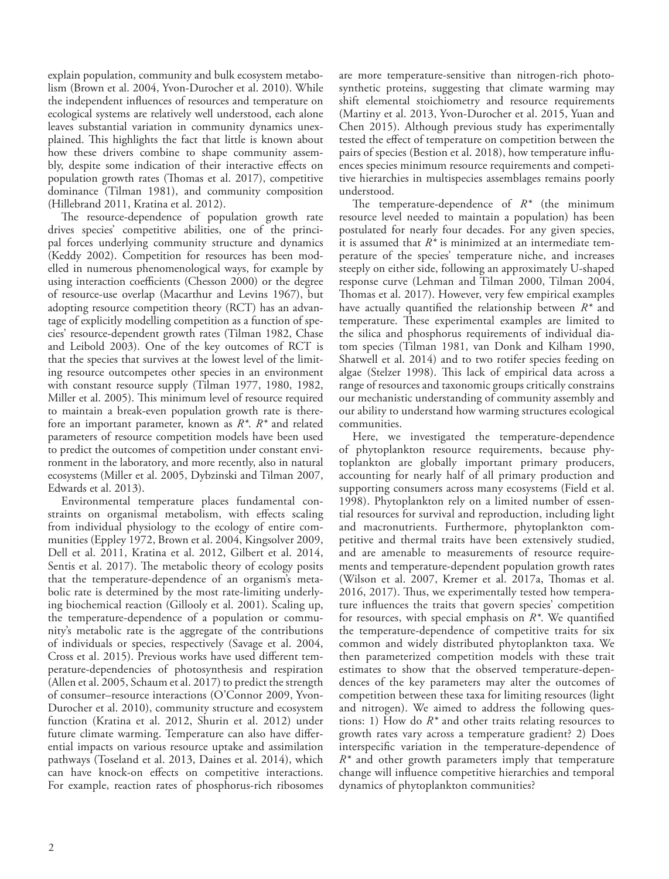explain population, community and bulk ecosystem metabolism (Brown et al. 2004, Yvon-Durocher et al. 2010). While the independent influences of resources and temperature on ecological systems are relatively well understood, each alone leaves substantial variation in community dynamics unexplained. This highlights the fact that little is known about how these drivers combine to shape community assembly, despite some indication of their interactive effects on population growth rates (Thomas et al. 2017), competitive dominance (Tilman 1981), and community composition (Hillebrand 2011, Kratina et al. 2012).

The resource-dependence of population growth rate drives species' competitive abilities, one of the principal forces underlying community structure and dynamics (Keddy 2002). Competition for resources has been modelled in numerous phenomenological ways, for example by using interaction coefficients (Chesson 2000) or the degree of resource-use overlap (Macarthur and Levins 1967), but adopting resource competition theory (RCT) has an advantage of explicitly modelling competition as a function of species' resource-dependent growth rates (Tilman 1982, Chase and Leibold 2003). One of the key outcomes of RCT is that the species that survives at the lowest level of the limiting resource outcompetes other species in an environment with constant resource supply (Tilman 1977, 1980, 1982, Miller et al. 2005). This minimum level of resource required to maintain a break-even population growth rate is therefore an important parameter, known as $R^*$. $R^*$ and related parameters of resource competition models have been used to predict the outcomes of competition under constant environment in the laboratory, and more recently, also in natural ecosystems (Miller et al. 2005, Dybzinski and Tilman 2007, Edwards et al. 2013).

Environmental temperature places fundamental constraints on organismal metabolism, with effects scaling from individual physiology to the ecology of entire communities (Eppley 1972, Brown et al. 2004, Kingsolver 2009, Dell et al. 2011, Kratina et al. 2012, Gilbert et al. 2014, Sentis et al. 2017). The metabolic theory of ecology posits that the temperature-dependence of an organism's metabolic rate is determined by the most rate-limiting underlying biochemical reaction (Gillooly et al. 2001). Scaling up, the temperature-dependence of a population or community's metabolic rate is the aggregate of the contributions of individuals or species, respectively (Savage et al. 2004, Cross et al. 2015). Previous works have used different temperature-dependencies of photosynthesis and respiration (Allen et al. 2005, Schaum et al. 2017) to predict the strength of consumer–resource interactions (O'Connor 2009, Yvon-Durocher et al. 2010), community structure and ecosystem function (Kratina et al. 2012, Shurin et al. 2012) under future climate warming. Temperature can also have differential impacts on various resource uptake and assimilation pathways (Toseland et al. 2013, Daines et al. 2014), which can have knock-on effects on competitive interactions. For example, reaction rates of phosphorus-rich ribosomes are more temperature-sensitive than nitrogen-rich photosynthetic proteins, suggesting that climate warming may shift elemental stoichiometry and resource requirements (Martiny et al. 2013, Yvon-Durocher et al. 2015, Yuan and Chen 2015). Although previous study has experimentally tested the effect of temperature on competition between the pairs of species (Bestion et al. 2018), how temperature influences species minimum resource requirements and competitive hierarchies in multispecies assemblages remains poorly understood.

The temperature-dependence of $R^*$ (the minimum resource level needed to maintain a population) has been postulated for nearly four decades. For any given species, it is assumed that $R^*$ is minimized at an intermediate temperature of the species' temperature niche, and increases steeply on either side, following an approximately U-shaped response curve (Lehman and Tilman 2000, Tilman 2004, Thomas et al. 2017). However, very few empirical examples have actually quantified the relationship between $R^*$ and temperature. These experimental examples are limited to the silica and phosphorus requirements of individual diatom species (Tilman 1981, van Donk and Kilham 1990, Shatwell et al. 2014) and to two rotifer species feeding on algae (Stelzer 1998). This lack of empirical data across a range of resources and taxonomic groups critically constrains our mechanistic understanding of community assembly and our ability to understand how warming structures ecological communities.

Here, we investigated the temperature-dependence of phytoplankton resource requirements, because phytoplankton are globally important primary producers, accounting for nearly half of all primary production and supporting consumers across many ecosystems (Field et al. 1998). Phytoplankton rely on a limited number of essential resources for survival and reproduction, including light and macronutrients. Furthermore, phytoplankton competitive and thermal traits have been extensively studied, and are amenable to measurements of resource requirements and temperature-dependent population growth rates (Wilson et al. 2007, Kremer et al. 2017a, Thomas et al. 2016, 2017). Thus, we experimentally tested how temperature influences the traits that govern species' competition for resources, with special emphasis on $R^*$. We quantified the temperature-dependence of competitive traits for six common and widely distributed phytoplankton taxa. We then parameterized competition models with these trait estimates to show that the observed temperature-dependences of the key parameters may alter the outcomes of competition between these taxa for limiting resources (light and nitrogen). We aimed to address the following questions: 1) How do $R^*$ and other traits relating resources to growth rates vary across a temperature gradient? 2) Does interspecific variation in the temperature-dependence of $R^*$ and other growth parameters imply that temperature change will influence competitive hierarchies and temporal dynamics of phytoplankton communities?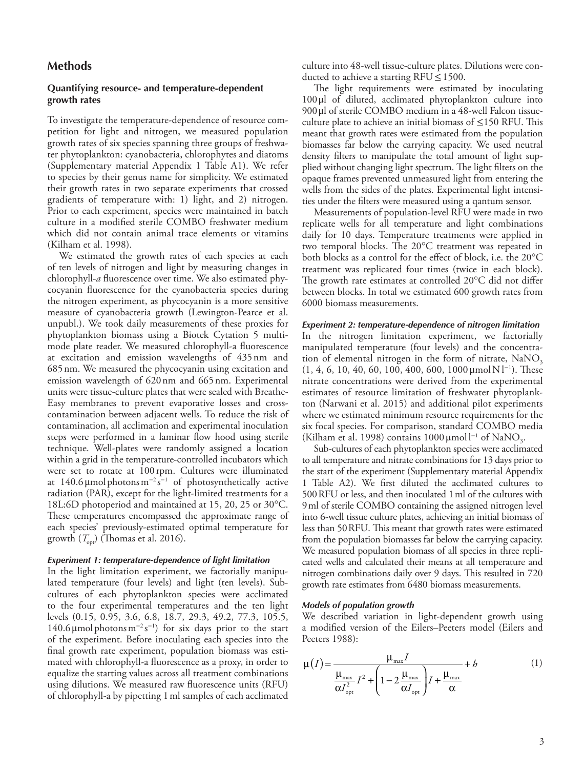## Methods

### Quantifying resource- and temperature-dependent growth rates

To investigate the temperature-dependence of resource competition for light and nitrogen, we measured population growth rates of six species spanning three groups of freshwater phytoplankton: cyanobacteria, chlorophytes and diatoms (Supplementary material Appendix 1 Table A1). We refer to species by their genus name for simplicity. We estimated their growth rates in two separate experiments that crossed gradients of temperature with: 1) light, and 2) nitrogen. Prior to each experiment, species were maintained in batch culture in a modified sterile COMBO freshwater medium which did not contain animal trace elements or vitamins (Kilham et al. 1998).

We estimated the growth rates of each species at each of ten levels of nitrogen and light by measuring changes in chlorophyll-*a* fluorescence over time. We also estimated phycocyanin fluorescence for the cyanobacteria species during the nitrogen experiment, as phycocyanin is a more sensitive measure of cyanobacteria growth (Lewington-Pearce et al. unpubl.). We took daily measurements of these proxies for phytoplankton biomass using a Biotek Cytation 5 multimode plate reader. We measured chlorophyll-a fluorescence at excitation and emission wavelengths of 435 nm and 685 nm. We measured the phycocyanin using excitation and emission wavelength of 620 nm and 665 nm. Experimental units were tissue-culture plates that were sealed with Breathe-Easy membranes to prevent evaporative losses and cross-contamination between adjacent wells. To reduce the risk of contamination, all acclimation and experimental inoculation steps were performed in a laminar flow hood using sterile technique. Well-plates were randomly assigned a location within a grid in the temperature-controlled incubators which were set to rotate at 100 rpm. Cultures were illuminated at 140.6 μmol photons $m^{-2} s^{-1}$ of photosynthetically active radiation (PAR), except for the light-limited treatments for a 18L:6D photoperiod and maintained at 15, 20, 25 or 30°C. These temperatures encompassed the approximate range of each species' previously-estimated optimal temperature for growth ($T_{opt}$) (Thomas et al. 2016).

#### *Experiment 1: temperature-dependence of light limitation*

In the light limitation experiment, we factorially manipulated temperature (four levels) and light (ten levels). Subcultures of each phytoplankton species were acclimated to the four experimental temperatures and the ten light levels (0.15, 0.95, 3.6, 6.8, 18.7, 29.3, 49.2, 77.3, 105.5, 140.6 μmol photons $m^{-2} s^{-1}$) for six days prior to the start of the experiment. Before inoculating each species into the final growth rate experiment, population biomass was estimated with chlorophyll-a fluorescence as a proxy, in order to equalize the starting values across all treatment combinations using dilutions. We measured raw fluorescence units (RFU) of chlorophyll-a by pipetting 1 ml samples of each acclimated culture into 48-well tissue-culture plates. Dilutions were conducted to achieve a starting RFU ≤ 1500.

The light requirements were estimated by inoculating 100 μl of diluted, acclimated phytoplankton culture into 900 μl of sterile COMBO medium in a 48-well Falcon tissue-culture plate to achieve an initial biomass of ≤150 RFU. This meant that growth rates were estimated from the population biomasses far below the carrying capacity. We used neutral density filters to manipulate the total amount of light supplied without changing light spectrum. The light filters on the opaque frames prevented unmeasured light from entering the wells from the sides of the plates. Experimental light intensities under the filters were measured using a qantum sensor.

Measurements of population-level RFU were made in two replicate wells for all temperature and light combinations daily for 10 days. Temperature treatments were applied in two temporal blocks. The 20°C treatment was repeated in both blocks as a control for the effect of block, i.e. the 20°C treatment was replicated four times (twice in each block). The growth rate estimates at controlled 20°C did not differ between blocks. In total we estimated 600 growth rates from 6000 biomass measurements.

#### *Experiment 2: temperature-dependence of nitrogen limitation*

In the nitrogen limitation experiment, we factorially manipulated temperature (four levels) and the concentration of elemental nitrogen in the form of nitrate, $NaNO_3$ (1, 4, 6, 10, 40, 60, 100, 400, 600, 1000 μmol N $l^{-1}$). These nitrate concentrations were derived from the experimental estimates of resource limitation of freshwater phytoplankton (Narwani et al. 2015) and additional pilot experiments where we estimated minimum resource requirements for the six focal species. For comparison, standard COMBO media (Kilham et al. 1998) contains 1000 μmol $l^{-1}$ of $NaNO_3$.

Sub-cultures of each phytoplankton species were acclimated to all temperature and nitrate combinations for 13 days prior to the start of the experiment (Supplementary material Appendix 1 Table A2). We first diluted the acclimated cultures to 500 RFU or less, and then inoculated 1 ml of the cultures with 9 ml of sterile COMBO containing the assigned nitrogen level into 6-well tissue culture plates, achieving an initial biomass of less than 50 RFU. This meant that growth rates were estimated from the population biomasses far below the carrying capacity. We measured population biomass of all species in three replicated wells and calculated their means at all temperature and nitrogen combinations daily over 9 days. This resulted in 720 growth rate estimates from 6480 biomass measurements.

#### *Models of population growth*

We described variation in light-dependent growth using a modified version of the Eilers–Peeters model (Eilers and Peeters 1988):

$$\mu(I) = \frac{\mu_{max} I}{\frac{\mu_{max}}{\alpha I_{opt}^2} I^2 + \left(1 - 2\frac{\mu_{max}}{\alpha I_{opt}}\right) I + \frac{\mu_{max}}{\alpha}} + b \qquad (1)$$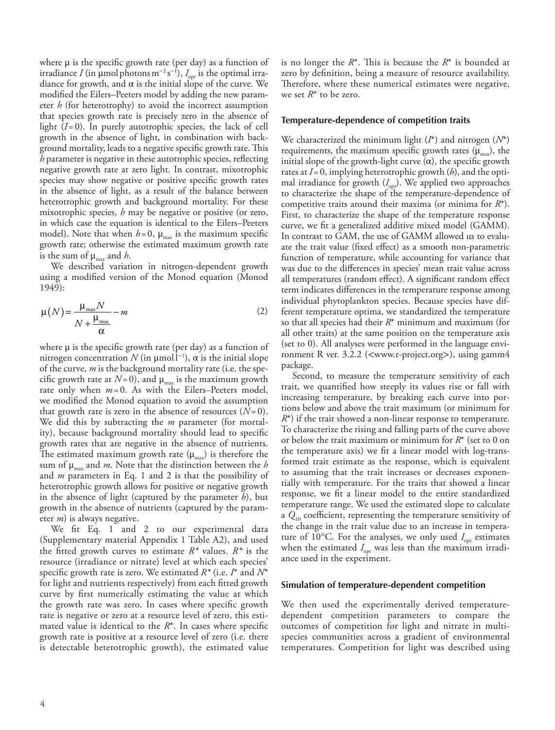where μ is the specific growth rate (per day) as a function of irradiance $I$ (in μmol photons $m^{-2}$ $s^{-1}$), $I_{opt}$ is the optimal irradiance for growth, and α is the initial slope of the curve. We modified the Eilers–Peeters model by adding the new parameter $h$ (for heterotrophy) to avoid the incorrect assumption that species growth rate is precisely zero in the absence of light ($I = 0$). In purely autotrophic species, the lack of cell growth in the absence of light, in combination with background mortality, leads to a negative specific growth rate. This $h$ parameter is negative in these autotrophic species, reflecting negative growth rate at zero light. In contrast, mixotrophic species may show negative or positive specific growth rates in the absence of light, as a result of the balance between heterotrophic growth and background mortality. For these mixotrophic species, $h$ may be negative or positive (or zero, in which case the equation is identical to the Eilers–Peeters model). Note that when $h = 0$, $\mu_{max}$ is the maximum specific growth rate; otherwise the estimated maximum growth rate is the sum of $\mu_{max}$ and $h$.

We described variation in nitrogen-dependent growth using a modified version of the Monod equation (Monod 1949):

$$\mu(N) = \frac{\mu_{max} N}{N + \frac{\mu_{max}}{\alpha}} - m \qquad (2)$$

where μ is the specific growth rate (per day) as a function of nitrogen concentration $N$ (in μmol $l^{-1}$), α is the initial slope of the curve, $m$ is the background mortality rate (i.e. the specific growth rate at $N = 0$), and $\mu_{max}$ is the maximum growth rate only when $m = 0$. As with the Eilers–Peeters model, we modified the Monod equation to avoid the assumption that growth rate is zero in the absence of resources ($N = 0$). We did this by subtracting the $m$ parameter (for mortality), because background mortality should lead to specific growth rates that are negative in the absence of nutrients. The estimated maximum growth rate ($\mu_{max}$) is therefore the sum of $\mu_{max}$ and $m$. Note that the distinction between the $h$ and $m$ parameters in Eq. 1 and 2 is that the possibility of heterotrophic growth allows for positive or negative growth in the absence of light (captured by the parameter $h$), but growth in the absence of nutrients (captured by the parameter $m$) is always negative.

We fit Eq. 1 and 2 to our experimental data (Supplementary material Appendix 1 Table A2), and used the fitted growth curves to estimate $R^*$ values. $R^*$ is the resource (irradiance or nitrate) level at which each species' specific growth rate is zero. We estimated $R^*$ (i.e. $I^*$ and $N^*$ for light and nutrients respectively) from each fitted growth curve by first numerically estimating the value at which the growth rate was zero. In cases where specific growth rate is negative or zero at a resource level of zero, this estimated value is identical to the $R^*$. In cases where specific growth rate is positive at a resource level of zero (i.e. there is detectable heterotrophic growth), the estimated value is no longer the $R^*$. This is because the $R^*$ is bounded at zero by definition, being a measure of resource availability. Therefore, where these numerical estimates were negative, we set $R^*$ to be zero.

## Temperature-dependence of competition traits

We characterized the minimum light ($I^*$) and nitrogen ($N^*$) requirements, the maximum specific growth rates ($\mu_{max}$), the initial slope of the growth-light curve (α), the specific growth rates at $I = 0$, implying heterotrophic growth ($h$), and the optimal irradiance for growth ($I_{opt}$). We applied two approaches to characterize the shape of the temperature-dependence of competitive traits around their maxima (or minima for $R^*$). First, to characterize the shape of the temperature response curve, we fit a generalized additive mixed model (GAMM). In contrast to GAM, the use of GAMM allowed us to evaluate the trait value (fixed effect) as a smooth non-parametric function of temperature, while accounting for variance that was due to the differences in species' mean trait value across all temperatures (random effect). A significant random effect term indicates differences in the temperature response among individual phytoplankton species. Because species have different temperature optima, we standardized the temperature so that all species had their $R^*$ minimum and maximum (for all other traits) at the same position on the temperature axis (set to 0). All analyses were performed in the language environment R ver. 3.2.2 (<www.r-project.org>), using gamm4 package.

Second, to measure the temperature sensitivity of each trait, we quantified how steeply its values rise or fall with increasing temperature, by breaking each curve into portions below and above the trait maximum (or minimum for $R^*$) if the trait showed a non-linear response to temperature. To characterize the rising and falling parts of the curve above or below the trait maximum or minimum for $R^*$ (set to 0 on the temperature axis) we fit a linear model with log-transformed trait estimate as the response, which is equivalent to assuming that the trait increases or decreases exponentially with temperature. For the traits that showed a linear response, we fit a linear model to the entire standardized temperature range. We used the estimated slope to calculate a $Q_{10}$ coefficient, representing the temperature sensitivity of the change in the trait value due to an increase in temperature of 10°C. For the analyses, we only used $I_{opt}$ estimates when the estimated $I_{opt}$ was less than the maximum irradiance used in the experiment.

## Simulation of temperature-dependent competition

We then used the experimentally derived temperature-dependent competition parameters to compare the outcomes of competition for light and nitrate in multi-species communities across a gradient of environmental temperatures. Competition for light was described using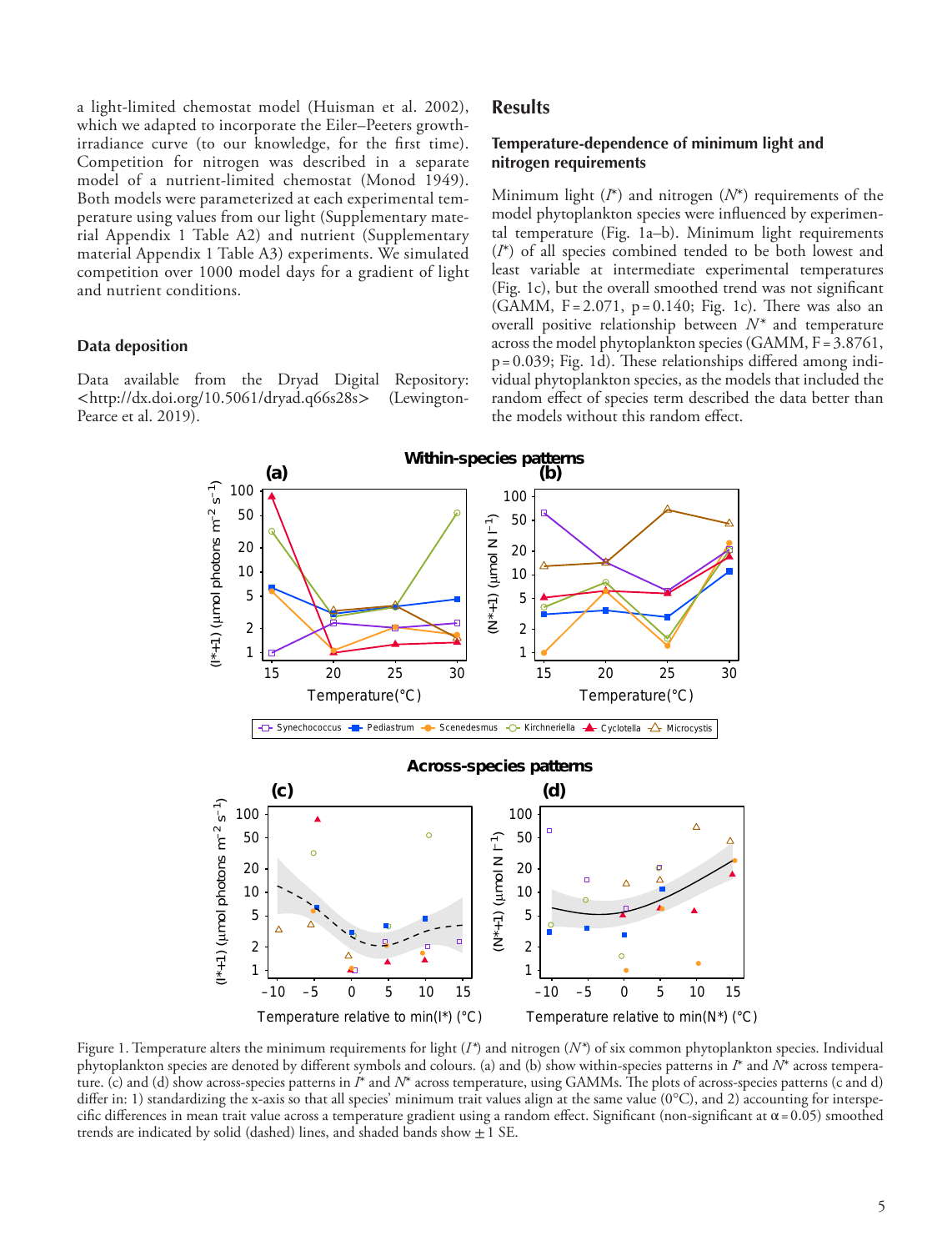a light-limited chemostat model (Huisman et al. 2002), which we adapted to incorporate the Eiler–Peeters growth-irradiance curve (to our knowledge, for the first time). Competition for nitrogen was described in a separate model of a nutrient-limited chemostat (Monod 1949). Both models were parameterized at each experimental temperature using values from our light (Supplementary material Appendix 1 Table A2) and nutrient (Supplementary material Appendix 1 Table A3) experiments. We simulated competition over 1000 model days for a gradient of light and nutrient conditions.

### Data deposition

Data available from the Dryad Digital Repository: <http://dx.doi.org/10.5061/dryad.q66s28s> (Lewington-Pearce et al. 2019).

## Results

### Temperature-dependence of minimum light and nitrogen requirements

Minimum light ($I^*$) and nitrogen ($N^*$) requirements of the model phytoplankton species were influenced by experimental temperature (Fig. 1a–b). Minimum light requirements ($I^*$) of all species combined tended to be both lowest and least variable at intermediate experimental temperatures (Fig. 1c), but the overall smoothed trend was not significant (GAMM, $F = 2.071$, $p = 0.140$; Fig. 1c). There was also an overall positive relationship between $N^*$ and temperature across the model phytoplankton species (GAMM, $F = 3.8761$, $p = 0.039$; Fig. 1d). These relationships differed among individual phytoplankton species, as the models that included the random effect of species term described the data better than the models without this random effect.

Figure 1. Temperature alters the minimum requirements for light ($I^*$) and nitrogen ($N^*$) of six common phytoplankton species. Individual phytoplankton species are denoted by different symbols and colours. (a) and (b) show within-species patterns in $I^*$ and $N^*$ across temperature. (c) and (d) show across-species patterns in $I^*$ and $N^*$ across temperature, using GAMMs. The plots of across-species patterns (c and d) differ in: 1) standardizing the x-axis so that all species' minimum trait values align at the same value (0°C), and 2) accounting for interspecific differences in mean trait value across a temperature gradient using a random effect. Significant (non-significant at $\alpha = 0.05$) smoothed trends are indicated by solid (dashed) lines, and shaded bands show ± 1 SE.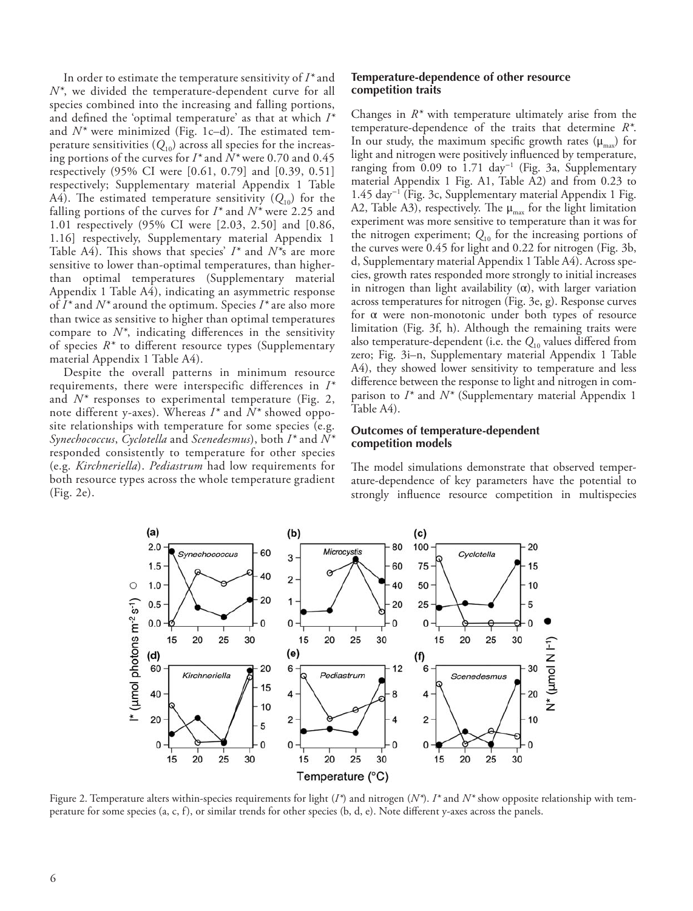In order to estimate the temperature sensitivity of $I^*$ and $N^*$, we divided the temperature-dependent curve for all species combined into the increasing and falling portions, and defined the 'optimal temperature' as that at which $I^*$ and $N^*$ were minimized (Fig. 1c–d). The estimated temperature sensitivities ($Q_{10}$) across all species for the increasing portions of the curves for $I^*$ and $N^*$ were 0.70 and 0.45 respectively (95% CI were [0.61, 0.79] and [0.39, 0.51] respectively; Supplementary material Appendix 1 Table A4). The estimated temperature sensitivity ($Q_{10}$) for the falling portions of the curves for $I^*$ and $N^*$ were 2.25 and 1.01 respectively (95% CI were [2.03, 2.50] and [0.86, 1.16] respectively, Supplementary material Appendix 1 Table A4). This shows that species' $I^*$ and $N^*$s are more sensitive to lower than-optimal temperatures, than higher-than optimal temperatures (Supplementary material Appendix 1 Table A4), indicating an asymmetric response of $I^*$ and $N^*$ around the optimum. Species $I^*$ are also more than twice as sensitive to higher than optimal temperatures compare to $N^*$, indicating differences in the sensitivity of species $R^*$ to different resource types (Supplementary material Appendix 1 Table A4).

Despite the overall patterns in minimum resource requirements, there were interspecific differences in $I^*$ and $N^*$ responses to experimental temperature (Fig. 2, note different y-axes). Whereas $I^*$ and $N^*$ showed opposite relationships with temperature for some species (e.g. *Synechococcus*, *Cyclotella* and *Scenedesmus*), both $I^*$ and $N^*$ responded consistently to temperature for other species (e.g. *Kirchneriella*). *Pediastrum* had low requirements for both resource types across the whole temperature gradient (Fig. 2e).

### Temperature-dependence of other resource competition traits

Changes in $R^*$ with temperature ultimately arise from the temperature-dependence of the traits that determine $R^*$. In our study, the maximum specific growth rates ($\mu_{max}$) for light and nitrogen were positively influenced by temperature, ranging from 0.09 to 1.71 day$^{-1}$ (Fig. 3a, Supplementary material Appendix 1 Fig. A1, Table A2) and from 0.23 to 1.45 day$^{-1}$ (Fig. 3c, Supplementary material Appendix 1 Fig. A2, Table A3), respectively. The $\mu_{max}$ for the light limitation experiment was more sensitive to temperature than it was for the nitrogen experiment; $Q_{10}$ for the increasing portions of the curves were 0.45 for light and 0.22 for nitrogen (Fig. 3b, d, Supplementary material Appendix 1 Table A4). Across species, growth rates responded more strongly to initial increases in nitrogen than light availability ($\alpha$), with larger variation across temperatures for nitrogen (Fig. 3e, g). Response curves for $\alpha$ were non-monotonic under both types of resource limitation (Fig. 3f, h). Although the remaining traits were also temperature-dependent (i.e. the $Q_{10}$ values differed from zero; Fig. 3i–n, Supplementary material Appendix 1 Table A4), they showed lower sensitivity to temperature and less difference between the response to light and nitrogen in comparison to $I^*$ and $N^*$ (Supplementary material Appendix 1 Table A4).

### Outcomes of temperature-dependent competition models

The model simulations demonstrate that observed temperature-dependence of key parameters have the potential to strongly influence resource competition in multispecies

Figure 2. Temperature alters within-species requirements for light ($I^*$) and nitrogen ($N^*$). $I^*$ and $N^*$ show opposite relationship with temperature for some species (a, c, f), or similar trends for other species (b, d, e). Note different y-axes across the panels.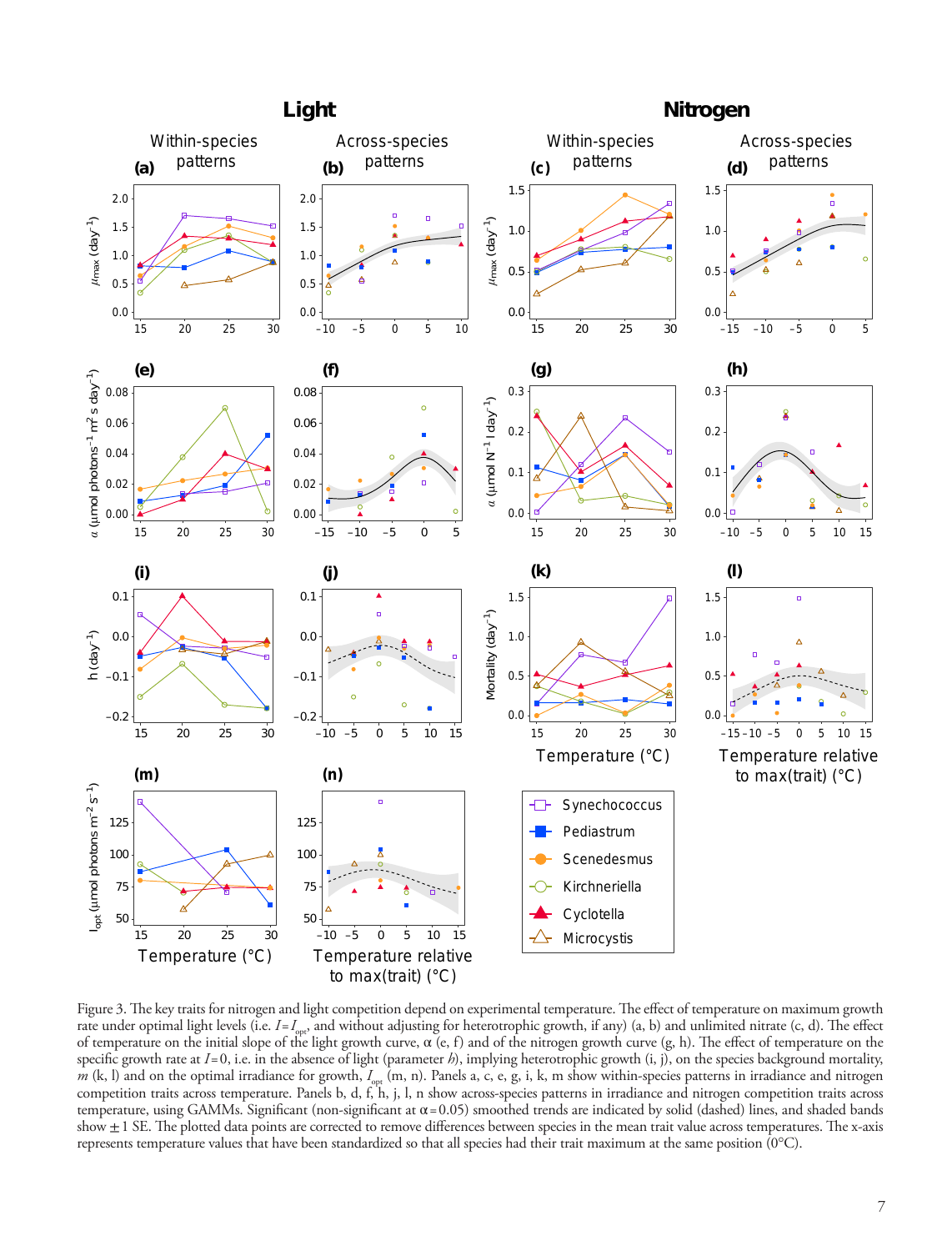Figure 3. The key traits for nitrogen and light competition depend on experimental temperature. The effect of temperature on maximum growth rate under optimal light levels (i.e. $I = I_{opt}$, and without adjusting for heterotrophic growth, if any) (a, b) and unlimited nitrate (c, d). The effect of temperature on the initial slope of the light growth curve, α (e, f) and of the nitrogen growth curve (g, h). The effect of temperature on the specific growth rate at $I = 0$, i.e. in the absence of light (parameter *h*), implying heterotrophic growth (i, j), on the species background mortality, *m* (k, l) and on the optimal irradiance for growth, $I_{opt}$ (m, n). Panels a, c, e, g, i, k, m show within-species patterns in irradiance and nitrogen competition traits across temperature. Panels b, d, f, h, j, l, n show across-species patterns in irradiance and nitrogen competition traits across temperature, using GAMMs. Significant (non-significant at $\alpha = 0.05$) smoothed trends are indicated by solid (dashed) lines, and shaded bands show ±1 SE. The plotted data points are corrected to remove differences between species in the mean trait value across temperatures. The x-axis represents temperature values that have been standardized so that all species had their trait maximum at the same position (0°C).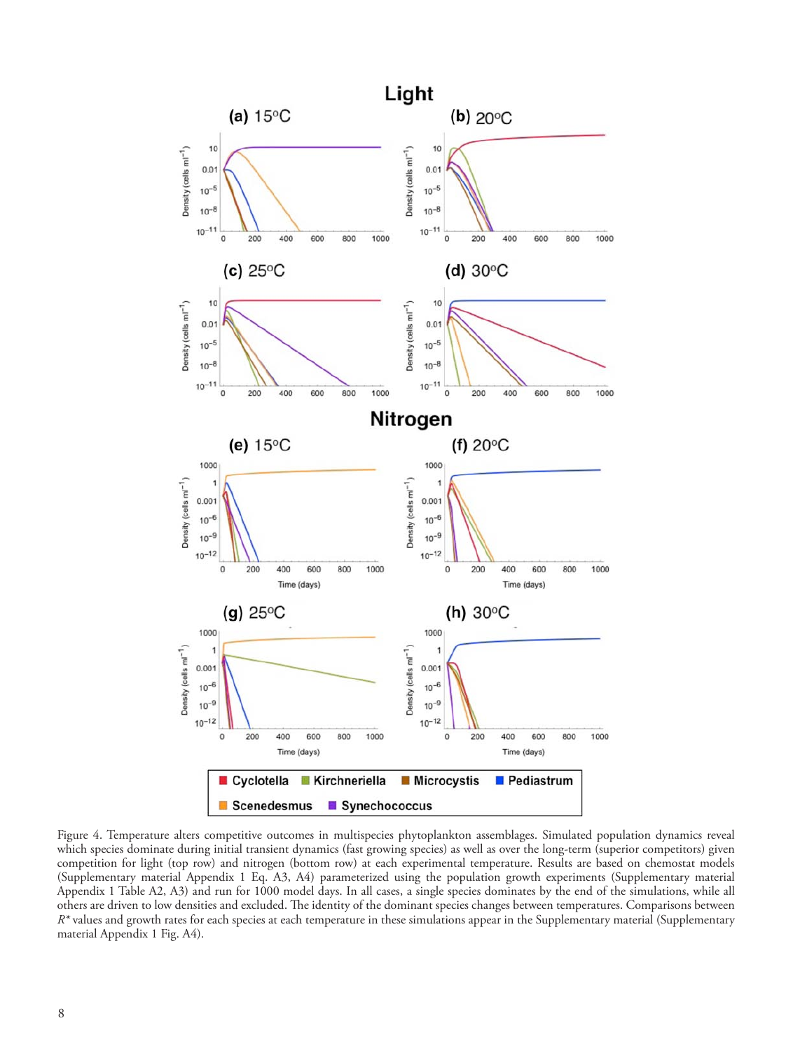Figure 4. Temperature alters competitive outcomes in multispecies phytoplankton assemblages. Simulated population dynamics reveal which species dominate during initial transient dynamics (fast growing species) as well as over the long-term (superior competitors) given competition for light (top row) and nitrogen (bottom row) at each experimental temperature. Results are based on chemostat models (Supplementary material Appendix 1 Eq. A3, A4) parameterized using the population growth experiments (Supplementary material Appendix 1 Table A2, A3) and run for 1000 model days. In all cases, a single species dominates by the end of the simulations, while all others are driven to low densities and excluded. The identity of the dominant species changes between temperatures. Comparisons between $R^*$ values and growth rates for each species at each temperature in these simulations appear in the Supplementary material (Supplementary material Appendix 1 Fig. A4).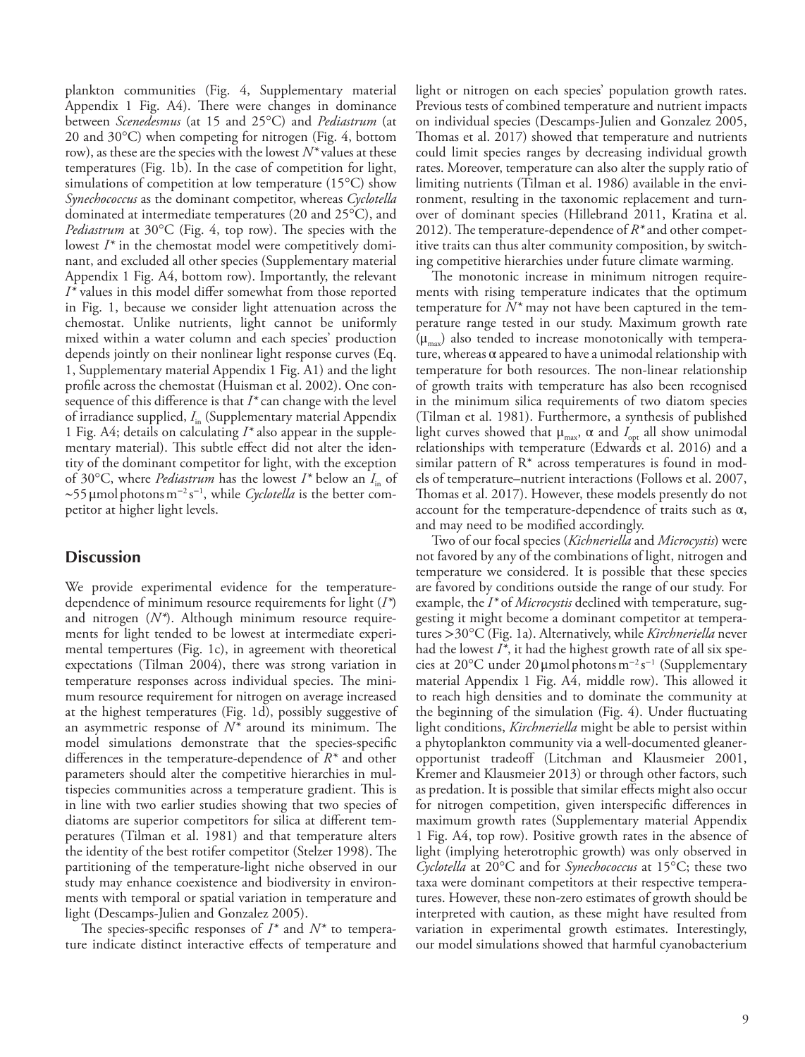plankton communities (Fig. 4, Supplementary material Appendix 1 Fig. A4). There were changes in dominance between *Scenedesmus* (at 15 and 25°C) and *Pediastrum* (at 20 and 30°C) when competing for nitrogen (Fig. 4, bottom row), as these are the species with the lowest $N^*$ values at these temperatures (Fig. 1b). In the case of competition for light, simulations of competition at low temperature (15°C) show *Synechococcus* as the dominant competitor, whereas *Cyclotella* dominated at intermediate temperatures (20 and 25°C), and *Pediastrum* at 30°C (Fig. 4, top row). The species with the lowest $I^*$ in the chemostat model were competitively dominant, and excluded all other species (Supplementary material Appendix 1 Fig. A4, bottom row). Importantly, the relevant $I^*$ values in this model differ somewhat from those reported in Fig. 1, because we consider light attenuation across the chemostat. Unlike nutrients, light cannot be uniformly mixed within a water column and each species' production depends jointly on their nonlinear light response curves (Eq. 1, Supplementary material Appendix 1 Fig. A1) and the light profile across the chemostat (Huisman et al. 2002). One consequence of this difference is that $I^*$ can change with the level of irradiance supplied, $I_{in}$ (Supplementary material Appendix 1 Fig. A4; details on calculating $I^*$ also appear in the supplementary material). This subtle effect did not alter the identity of the dominant competitor for light, with the exception of 30°C, where *Pediastrum* has the lowest $I^*$ below an $I_{in}$ of ~55 μmol photons $m^{-2}$ $s^{-1}$, while *Cyclotella* is the better competitor at higher light levels.

## Discussion

We provide experimental evidence for the temperature-dependence of minimum resource requirements for light ($I^*$) and nitrogen ($N^*$). Although minimum resource requirements for light tended to be lowest at intermediate experimental tempertures (Fig. 1c), in agreement with theoretical expectations (Tilman 2004), there was strong variation in temperature responses across individual species. The minimum resource requirement for nitrogen on average increased at the highest temperatures (Fig. 1d), possibly suggestive of an asymmetric response of $N^*$ around its minimum. The model simulations demonstrate that the species-specific differences in the temperature-dependence of $R^*$ and other parameters should alter the competitive hierarchies in multispecies communities across a temperature gradient. This is in line with two earlier studies showing that two species of diatoms are superior competitors for silica at different temperatures (Tilman et al. 1981) and that temperature alters the identity of the best rotifer competitor (Stelzer 1998). The partitioning of the temperature-light niche observed in our study may enhance coexistence and biodiversity in environments with temporal or spatial variation in temperature and light (Descamps-Julien and Gonzalez 2005).

The species-specific responses of $I^*$ and $N^*$ to temperature indicate distinct interactive effects of temperature and light or nitrogen on each species' population growth rates. Previous tests of combined temperature and nutrient impacts on individual species (Descamps-Julien and Gonzalez 2005, Thomas et al. 2017) showed that temperature and nutrients could limit species ranges by decreasing individual growth rates. Moreover, temperature can also alter the supply ratio of limiting nutrients (Tilman et al. 1986) available in the environment, resulting in the taxonomic replacement and turnover of dominant species (Hillebrand 2011, Kratina et al. 2012). The temperature-dependence of $R^*$ and other competitive traits can thus alter community composition, by switching competitive hierarchies under future climate warming.

The monotonic increase in minimum nitrogen requirements with rising temperature indicates that the optimum temperature for $N^*$ may not have been captured in the temperature range tested in our study. Maximum growth rate ($\mu_{max}$) also tended to increase monotonically with temperature, whereas α appeared to have a unimodal relationship with temperature for both resources. The non-linear relationship of growth traits with temperature has also been recognised in the minimum silica requirements of two diatom species (Tilman et al. 1981). Furthermore, a synthesis of published light curves showed that $\mu_{max}$, α and $I_{opt}$ all show unimodal relationships with temperature (Edwards et al. 2016) and a similar pattern of R* across temperatures is found in models of temperature–nutrient interactions (Follows et al. 2007, Thomas et al. 2017). However, these models presently do not account for the temperature-dependence of traits such as α, and may need to be modified accordingly.

Two of our focal species (*Kichneriella* and *Microcystis*) were not favored by any of the combinations of light, nitrogen and temperature we considered. It is possible that these species are favored by conditions outside the range of our study. For example, the $I^*$ of *Microcystis* declined with temperature, suggesting it might become a dominant competitor at temperatures >30°C (Fig. 1a). Alternatively, while *Kirchneriella* never had the lowest $I^*$, it had the highest growth rate of all six species at 20°C under 20 μmol photons $m^{-2}$ $s^{-1}$ (Supplementary material Appendix 1 Fig. A4, middle row). This allowed it to reach high densities and to dominate the community at the beginning of the simulation (Fig. 4). Under fluctuating light conditions, *Kirchneriella* might be able to persist within a phytoplankton community via a well-documented gleaner-opportunist tradeoff (Litchman and Klausmeier 2001, Kremer and Klausmeier 2013) or through other factors, such as predation. It is possible that similar effects might also occur for nitrogen competition, given interspecific differences in maximum growth rates (Supplementary material Appendix 1 Fig. A4, top row). Positive growth rates in the absence of light (implying heterotrophic growth) was only observed in *Cyclotella* at 20°C and for *Synechococcus* at 15°C; these two taxa were dominant competitors at their respective temperatures. However, these non-zero estimates of growth should be interpreted with caution, as these might have resulted from variation in experimental growth estimates. Interestingly, our model simulations showed that harmful cyanobacterium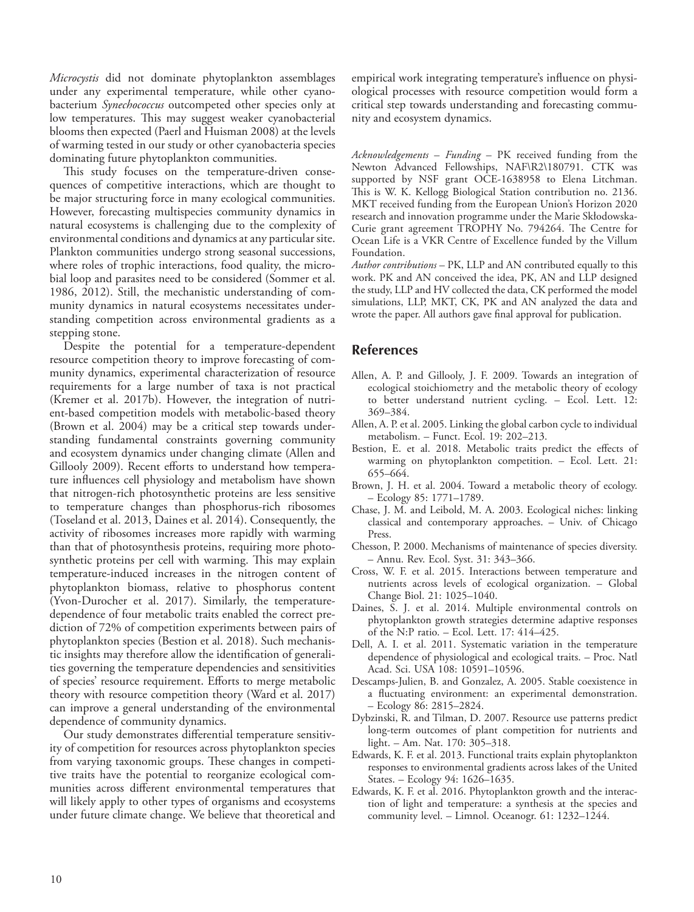*Microcystis* did not dominate phytoplankton assemblages under any experimental temperature, while other cyanobacterium *Synechococcus* outcompeted other species only at low temperatures. This may suggest weaker cyanobacterial blooms then expected (Paerl and Huisman 2008) at the levels of warming tested in our study or other cyanobacteria species dominating future phytoplankton communities.

This study focuses on the temperature-driven consequences of competitive interactions, which are thought to be major structuring force in many ecological communities. However, forecasting multispecies community dynamics in natural ecosystems is challenging due to the complexity of environmental conditions and dynamics at any particular site. Plankton communities undergo strong seasonal successions, where roles of trophic interactions, food quality, the microbial loop and parasites need to be considered (Sommer et al. 1986, 2012). Still, the mechanistic understanding of community dynamics in natural ecosystems necessitates understanding competition across environmental gradients as a stepping stone.

Despite the potential for a temperature-dependent resource competition theory to improve forecasting of community dynamics, experimental characterization of resource requirements for a large number of taxa is not practical (Kremer et al. 2017b). However, the integration of nutrient-based competition models with metabolic-based theory (Brown et al. 2004) may be a critical step towards understanding fundamental constraints governing community and ecosystem dynamics under changing climate (Allen and Gillooly 2009). Recent efforts to understand how temperature influences cell physiology and metabolism have shown that nitrogen-rich photosynthetic proteins are less sensitive to temperature changes than phosphorus-rich ribosomes (Toseland et al. 2013, Daines et al. 2014). Consequently, the activity of ribosomes increases more rapidly with warming than that of photosynthesis proteins, requiring more photosynthetic proteins per cell with warming. This may explain temperature-induced increases in the nitrogen content of phytoplankton biomass, relative to phosphorus content (Yvon-Durocher et al. 2017). Similarly, the temperature-dependence of four metabolic traits enabled the correct prediction of 72% of competition experiments between pairs of phytoplankton species (Bestion et al. 2018). Such mechanistic insights may therefore allow the identification of generalities governing the temperature dependencies and sensitivities of species' resource requirement. Efforts to merge metabolic theory with resource competition theory (Ward et al. 2017) can improve a general understanding of the environmental dependence of community dynamics.

Our study demonstrates differential temperature sensitivity of competition for resources across phytoplankton species from varying taxonomic groups. These changes in competitive traits have the potential to reorganize ecological communities across different environmental temperatures that will likely apply to other types of organisms and ecosystems under future climate change. We believe that theoretical and empirical work integrating temperature's influence on physiological processes with resource competition would form a critical step towards understanding and forecasting community and ecosystem dynamics.

*Acknowledgements* – *Funding* – PK received funding from the Newton Advanced Fellowships, NAF\R2\180791. CTK was supported by NSF grant OCE-1638958 to Elena Litchman. This is W. K. Kellogg Biological Station contribution no. 2136. MKT received funding from the European Union's Horizon 2020 research and innovation programme under the Marie Skłodowska-Curie grant agreement TROPHY No. 794264. The Centre for Ocean Life is a VKR Centre of Excellence funded by the Villum Foundation.

*Author contributions* – PK, LLP and AN contributed equally to this work. PK and AN conceived the idea, PK, AN and LLP designed the study, LLP and HV collected the data, CK performed the model simulations, LLP, MKT, CK, PK and AN analyzed the data and wrote the paper. All authors gave final approval for publication.

## References

Allen, A. P. and Gillooly, J. F. 2009. Towards an integration of ecological stoichiometry and the metabolic theory of ecology to better understand nutrient cycling. – Ecol. Lett. 12: 369–384.

Allen, A. P. et al. 2005. Linking the global carbon cycle to individual metabolism. – Funct. Ecol. 19: 202–213.

Bestion, E. et al. 2018. Metabolic traits predict the effects of warming on phytoplankton competition. – Ecol. Lett. 21: 655–664.

Brown, J. H. et al. 2004. Toward a metabolic theory of ecology. – Ecology 85: 1771–1789.

Chase, J. M. and Leibold, M. A. 2003. Ecological niches: linking classical and contemporary approaches. – Univ. of Chicago Press.

Chesson, P. 2000. Mechanisms of maintenance of species diversity. – Annu. Rev. Ecol. Syst. 31: 343–366.

Cross, W. F. et al. 2015. Interactions between temperature and nutrients across levels of ecological organization. – Global Change Biol. 21: 1025–1040.

Daines, S. J. et al. 2014. Multiple environmental controls on phytoplankton growth strategies determine adaptive responses of the N:P ratio. – Ecol. Lett. 17: 414–425.

Dell, A. I. et al. 2011. Systematic variation in the temperature dependence of physiological and ecological traits. – Proc. Natl Acad. Sci. USA 108: 10591–10596.

Descamps-Julien, B. and Gonzalez, A. 2005. Stable coexistence in a fluctuating environment: an experimental demonstration. – Ecology 86: 2815–2824.

Dybzinski, R. and Tilman, D. 2007. Resource use patterns predict long-term outcomes of plant competition for nutrients and light. – Am. Nat. 170: 305–318.

Edwards, K. F. et al. 2013. Functional traits explain phytoplankton responses to environmental gradients across lakes of the United States. – Ecology 94: 1626–1635.

Edwards, K. F. et al. 2016. Phytoplankton growth and the interaction of light and temperature: a synthesis at the species and community level. – Limnol. Oceanogr. 61: 1232–1244.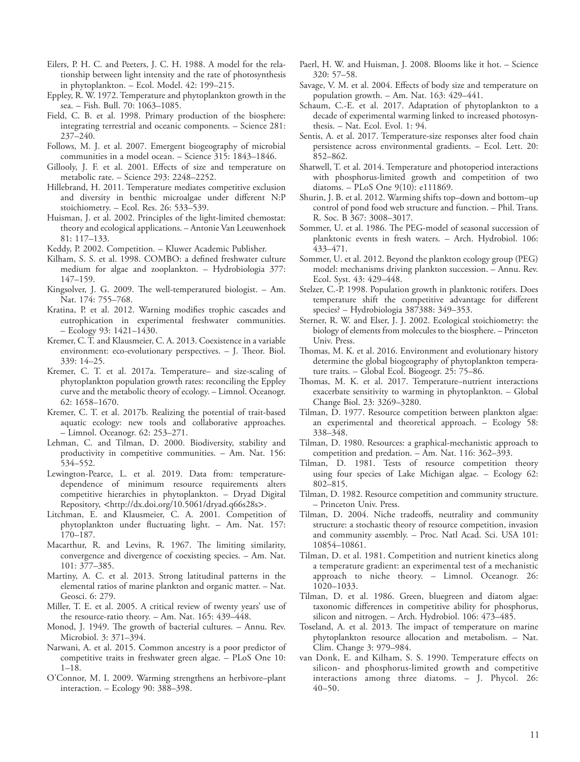Eilers, P. H. C. and Peeters, J. C. H. 1988. A model for the relationship between light intensity and the rate of photosynthesis in phytoplankton. – Ecol. Model. 42: 199–215.

Eppley, R. W. 1972. Temperature and phytoplankton growth in the sea. – Fish. Bull. 70: 1063–1085.

Field, C. B. et al. 1998. Primary production of the biosphere: integrating terrestrial and oceanic components. – Science 281: 237–240.

Follows, M. J. et al. 2007. Emergent biogeography of microbial communities in a model ocean. – Science 315: 1843–1846.

Gillooly, J. F. et al. 2001. Effects of size and temperature on metabolic rate. – Science 293: 2248–2252.

Hillebrand, H. 2011. Temperature mediates competitive exclusion and diversity in benthic microalgae under different N:P stoichiometry. – Ecol. Res. 26: 533–539.

Huisman, J. et al. 2002. Principles of the light-limited chemostat: theory and ecological applications. – Antonie Van Leeuwenhoek 81: 117–133.

Keddy, P. 2002. Competition. – Kluwer Academic Publisher.

Kilham, S. S. et al. 1998. COMBO: a defined freshwater culture medium for algae and zooplankton. – Hydrobiologia 377: 147–159.

Kingsolver, J. G. 2009. The well-temperatured biologist. – Am. Nat. 174: 755–768.

Kratina, P. et al. 2012. Warning modifies trophic cascades and eutrophication in experimental freshwater communities. – Ecology 93: 1421–1430.

Kremer, C. T. and Klausmeier, C. A. 2013. Coexistence in a variable environment: eco-evolutionary perspectives. – J. Theor. Biol. 339: 14–25.

Kremer, C. T. et al. 2017a. Temperature– and size-scaling of phytoplankton population growth rates: reconciling the Eppley curve and the metabolic theory of ecology. – Limnol. Oceanogr. 62: 1658–1670.

Kremer, C. T. et al. 2017b. Realizing the potential of trait-based aquatic ecology: new tools and collaborative approaches. – Limnol. Oceanogr. 62: 253–271.

Lehman, C. and Tilman, D. 2000. Biodiversity, stability and productivity in competitive communities. – Am. Nat. 156: 534–552.

Lewington-Pearce, L. et al. 2019. Data from: temperature-dependence of minimum resource requirements alters competitive hierarchies in phytoplankton. – Dryad Digital Repository, <http://dx.doi.org/10.5061/dryad.q66s28s>.

Litchman, E. and Klausmeier, C. A. 2001. Competition of phytoplankton under fluctuating light. – Am. Nat. 157: 170–187.

Macarthur, R. and Levins, R. 1967. The limiting similarity, convergence and divergence of coexisting species. – Am. Nat. 101: 377–385.

Martiny, A. C. et al. 2013. Strong latitudinal patterns in the elemental ratios of marine plankton and organic matter. – Nat. Geosci. 6: 279.

Miller, T. E. et al. 2005. A critical review of twenty years' use of the resource-ratio theory. – Am. Nat. 165: 439–448.

Monod, J. 1949. The growth of bacterial cultures. – Annu. Rev. Microbiol. 3: 371–394.

Narwani, A. et al. 2015. Common ancestry is a poor predictor of competitive traits in freshwater green algae. – PLoS One 10: 1–18.

O'Connor, M. I. 2009. Warming strengthens an herbivore–plant interaction. – Ecology 90: 388–398.

Paerl, H. W. and Huisman, J. 2008. Blooms like it hot. – Science 320: 57–58.

Savage, V. M. et al. 2004. Effects of body size and temperature on population growth. – Am. Nat. 163: 429–441.

Schaum, C.-E. et al. 2017. Adaptation of phytoplankton to a decade of experimental warming linked to increased photosynthesis. – Nat. Ecol. Evol. 1: 94.

Sentis, A. et al. 2017. Temperature-size responses alter food chain persistence across environmental gradients. – Ecol. Lett. 20: 852–862.

Shatwell, T. et al. 2014. Temperature and photoperiod interactions with phosphorus-limited growth and competition of two diatoms. – PLoS One 9(10): e111869.

Shurin, J. B. et al. 2012. Warming shifts top–down and bottom–up control of pond food web structure and function. – Phil. Trans. R. Soc. B 367: 3008–3017.

Sommer, U. et al. 1986. The PEG-model of seasonal succession of planktonic events in fresh waters. – Arch. Hydrobiol. 106: 433–471.

Sommer, U. et al. 2012. Beyond the plankton ecology group (PEG) model: mechanisms driving plankton succession. – Annu. Rev. Ecol. Syst. 43: 429–448.

Stelzer, C.-P. 1998. Population growth in planktonic rotifers. Does temperature shift the competitive advantage for different species? – Hydrobiologia 387388: 349–353.

Sterner, R. W. and Elser, J. J. 2002. Ecological stoichiometry: the biology of elements from molecules to the biosphere. – Princeton Univ. Press.

Thomas, M. K. et al. 2016. Environment and evolutionary history determine the global biogeography of phytoplankton temperature traits. – Global Ecol. Biogeogr. 25: 75–86.

Thomas, M. K. et al. 2017. Temperature–nutrient interactions exacerbate sensitivity to warming in phytoplankton. – Global Change Biol. 23: 3269–3280.

Tilman, D. 1977. Resource competition between plankton algae: an experimental and theoretical approach. – Ecology 58: 338–348.

Tilman, D. 1980. Resources: a graphical-mechanistic approach to competition and predation. – Am. Nat. 116: 362–393.

Tilman, D. 1981. Tests of resource competition theory using four species of Lake Michigan algae. – Ecology 62: 802–815.

Tilman, D. 1982. Resource competition and community structure. – Princeton Univ. Press.

Tilman, D. 2004. Niche tradeoffs, neutrality and community structure: a stochastic theory of resource competition, invasion and community assembly. – Proc. Natl Acad. Sci. USA 101: 10854–10861.

Tilman, D. et al. 1981. Competition and nutrient kinetics along a temperature gradient: an experimental test of a mechanistic approach to niche theory. – Limnol. Oceanogr. 26: 1020–1033.

Tilman, D. et al. 1986. Green, bluegreen and diatom algae: taxonomic differences in competitive ability for phosphorus, silicon and nitrogen. – Arch. Hydrobiol. 106: 473–485.

Toseland, A. et al. 2013. The impact of temperature on marine phytoplankton resource allocation and metabolism. – Nat. Clim. Change 3: 979–984.

van Donk, E. and Kilham, S. S. 1990. Temperature effects on silicon- and phosphorus-limited growth and competitive interactions among three diatoms. – J. Phycol. 26: 40–50.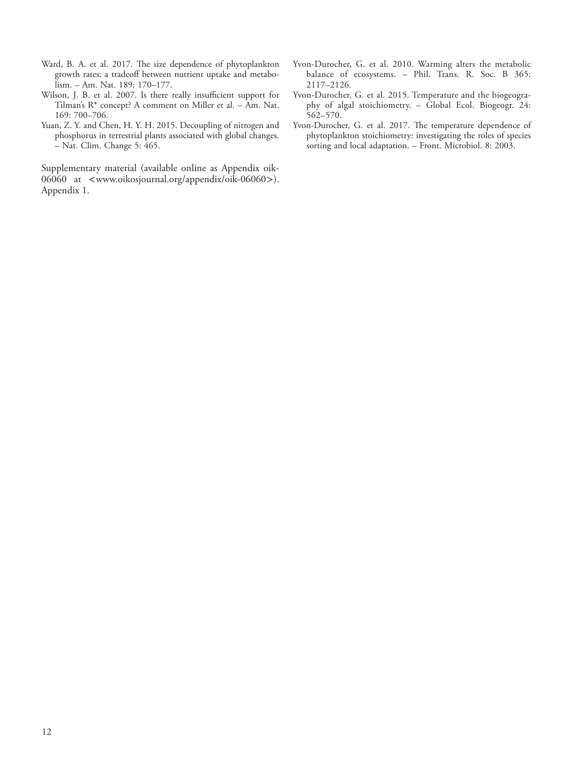Ward, B. A. et al. 2017. The size dependence of phytoplankton growth rates: a tradeoff between nutrient uptake and metabolism. – Am. Nat. 189: 170–177.

Wilson, J. B. et al. 2007. Is there really insufficient support for Tilman's R* concept? A comment on Miller et al. – Am. Nat. 169: 700–706.

Yuan, Z. Y. and Chen, H. Y. H. 2015. Decoupling of nitrogen and phosphorus in terrestrial plants associated with global changes. – Nat. Clim. Change 5: 465.

Yvon-Durocher, G. et al. 2010. Warming alters the metabolic balance of ecosystems. – Phil. Trans. R. Soc. B 365: 2117–2126.

Yvon-Durocher, G. et al. 2015. Temperature and the biogeography of algal stoichiometry. – Global Ecol. Biogeogr. 24: 562–570.

Yvon-Durocher, G. et al. 2017. The temperature dependence of phytoplankton stoichiometry: investigating the roles of species sorting and local adaptation. – Front. Microbiol. 8: 2003.

Supplementary material (available online as Appendix oik-06060 at <www.oikosjournal.org/appendix/oik-06060>). Appendix 1.